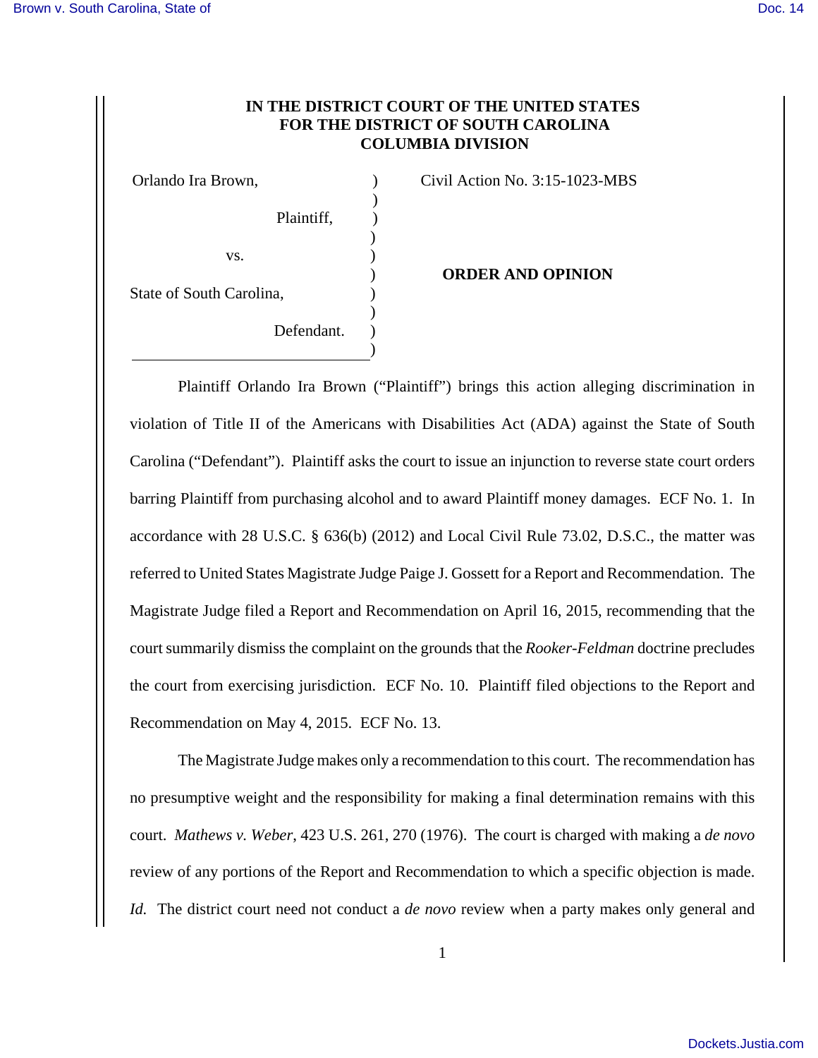**IN THE DISTRICT COURT OF THE UNITED STATES**
**FOR THE DISTRICT OF SOUTH CAROLINA**
**COLUMBIA DIVISION**

| | | |
|---|---|---|
| Orlando Ira Brown, | ) | Civil Action No. 3:15-1023-MBS |
| | ) | |
| Plaintiff, | ) | |
| | ) | |
| vs. | ) | |
| | ) | **ORDER AND OPINION** |
| State of South Carolina, | ) | |
| | ) | |
| Defendant. | ) | |
| | ) | |

Plaintiff Orlando Ira Brown ("Plaintiff") brings this action alleging discrimination in violation of Title II of the Americans with Disabilities Act (ADA) against the State of South Carolina ("Defendant"). Plaintiff asks the court to issue an injunction to reverse state court orders barring Plaintiff from purchasing alcohol and to award Plaintiff money damages. ECF No. 1. In accordance with 28 U.S.C. § 636(b) (2012) and Local Civil Rule 73.02, D.S.C., the matter was referred to United States Magistrate Judge Paige J. Gossett for a Report and Recommendation. The Magistrate Judge filed a Report and Recommendation on April 16, 2015, recommending that the court summarily dismiss the complaint on the grounds that the *Rooker-Feldman* doctrine precludes the court from exercising jurisdiction. ECF No. 10. Plaintiff filed objections to the Report and Recommendation on May 4, 2015. ECF No. 13.

The Magistrate Judge makes only a recommendation to this court. The recommendation has no presumptive weight and the responsibility for making a final determination remains with this court. *Mathews v. Weber*, 423 U.S. 261, 270 (1976). The court is charged with making a *de novo* review of any portions of the Report and Recommendation to which a specific objection is made. *Id.* The district court need not conduct a *de novo* review when a party makes only general and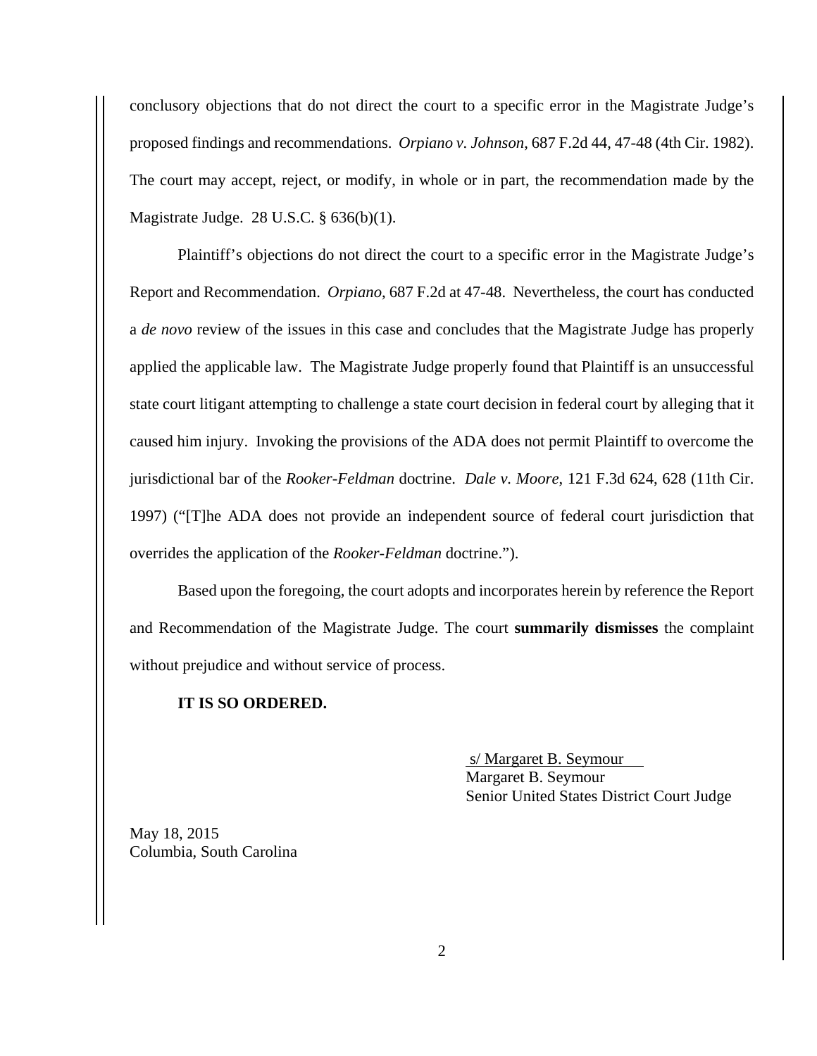conclusory objections that do not direct the court to a specific error in the Magistrate Judge's proposed findings and recommendations. *Orpiano v. Johnson*, 687 F.2d 44, 47-48 (4th Cir. 1982). The court may accept, reject, or modify, in whole or in part, the recommendation made by the Magistrate Judge. 28 U.S.C. § 636(b)(1).

Plaintiff's objections do not direct the court to a specific error in the Magistrate Judge's Report and Recommendation. *Orpiano*, 687 F.2d at 47-48. Nevertheless, the court has conducted a *de novo* review of the issues in this case and concludes that the Magistrate Judge has properly applied the applicable law. The Magistrate Judge properly found that Plaintiff is an unsuccessful state court litigant attempting to challenge a state court decision in federal court by alleging that it caused him injury. Invoking the provisions of the ADA does not permit Plaintiff to overcome the jurisdictional bar of the *Rooker-Feldman* doctrine. *Dale v. Moore*, 121 F.3d 624, 628 (11th Cir. 1997) ("[T]he ADA does not provide an independent source of federal court jurisdiction that overrides the application of the *Rooker-Feldman* doctrine.").

Based upon the foregoing, the court adopts and incorporates herein by reference the Report and Recommendation of the Magistrate Judge. The court **summarily dismisses** the complaint without prejudice and without service of process.

**IT IS SO ORDERED.**

s/ Margaret B. Seymour
Margaret B. Seymour
Senior United States District Court Judge

May 18, 2015
Columbia, South Carolina